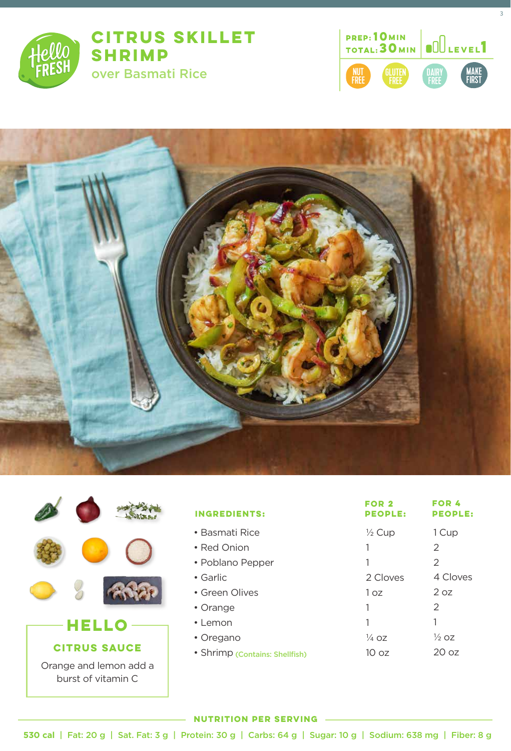# CITRUS SKILLET SHRIMP

## over Basmati Rice

**PREP:** 10 MIN
**TOTAL:** 30 MIN
LEVEL 1

NUT FREE | GLUTEN FREE | DAIRY FREE | MAKE FIRST

| INGREDIENTS: | FOR 2 PEOPLE: | FOR 4 PEOPLE: |
|---|---|---|
| • Basmati Rice | ½ Cup | 1 Cup |
| • Red Onion | 1 | 2 |
| • Poblano Pepper | 1 | 2 |
| • Garlic | 2 Cloves | 4 Cloves |
| • Green Olives | 1 oz | 2 oz |
| • Orange | 1 | 2 |
| • Lemon | 1 | 1 |
| • Oregano | ¼ oz | ½ oz |
| • Shrimp (Contains: Shellfish) | 10 oz | 20 oz |

### HELLO

**CITRUS SAUCE**

Orange and lemon add a burst of vitamin C

### NUTRITION PER SERVING

530 cal | Fat: 20 g | Sat. Fat: 3 g | Protein: 30 g | Carbs: 64 g | Sugar: 10 g | Sodium: 638 mg | Fiber: 8 g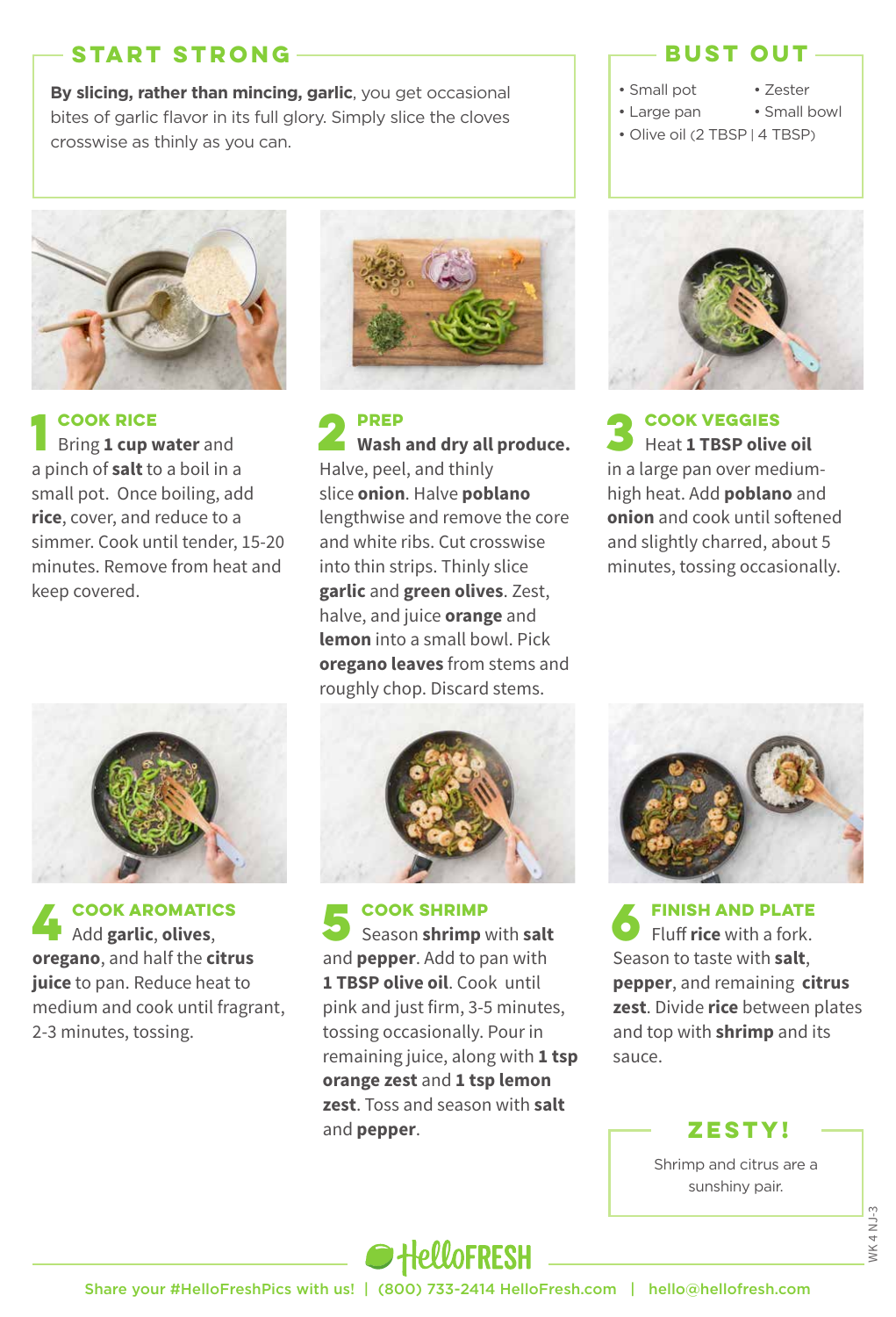## START STRONG

**By slicing, rather than mincing, garlic**, you get occasional bites of garlic flavor in its full glory. Simply slice the cloves crosswise as thinly as you can.

## BUST OUT

- Small pot
- Large pan
- Olive oil (2 TBSP | 4 TBSP)
- Zester
- Small bowl

### 1 COOK RICE

Bring **1 cup water** and a pinch of **salt** to a boil in a small pot. Once boiling, add **rice**, cover, and reduce to a simmer. Cook until tender, 15-20 minutes. Remove from heat and keep covered.

### 2 PREP

**Wash and dry all produce.** Halve, peel, and thinly slice **onion**. Halve **poblano** lengthwise and remove the core and white ribs. Cut crosswise into thin strips. Thinly slice **garlic** and **green olives**. Zest, halve, and juice **orange** and **lemon** into a small bowl. Pick **oregano leaves** from stems and roughly chop. Discard stems.

### 3 COOK VEGGIES

Heat **1 TBSP olive oil** in a large pan over medium-high heat. Add **poblano** and **onion** and cook until softened and slightly charred, about 5 minutes, tossing occasionally.

### 4 COOK AROMATICS

Add **garlic**, **olives**, **oregano**, and half the **citrus juice** to pan. Reduce heat to medium and cook until fragrant, 2-3 minutes, tossing.

### 5 COOK SHRIMP

Season **shrimp** with **salt** and **pepper**. Add to pan with **1 TBSP olive oil**. Cook until pink and just firm, 3-5 minutes, tossing occasionally. Pour in remaining juice, along with **1 tsp orange zest** and **1 tsp lemon zest**. Toss and season with **salt** and **pepper**.

### 6 FINISH AND PLATE

Fluff **rice** with a fork. Season to taste with **salt**, **pepper**, and remaining **citrus zest**. Divide **rice** between plates and top with **shrimp** and its sauce.

## ZESTY!

Shrimp and citrus are a sunshiny pair.

WK 4 NJ-3

HelloFRESH

Share your #HelloFreshPics with us! | (800) 733-2414 HelloFresh.com | hello@hellofresh.com